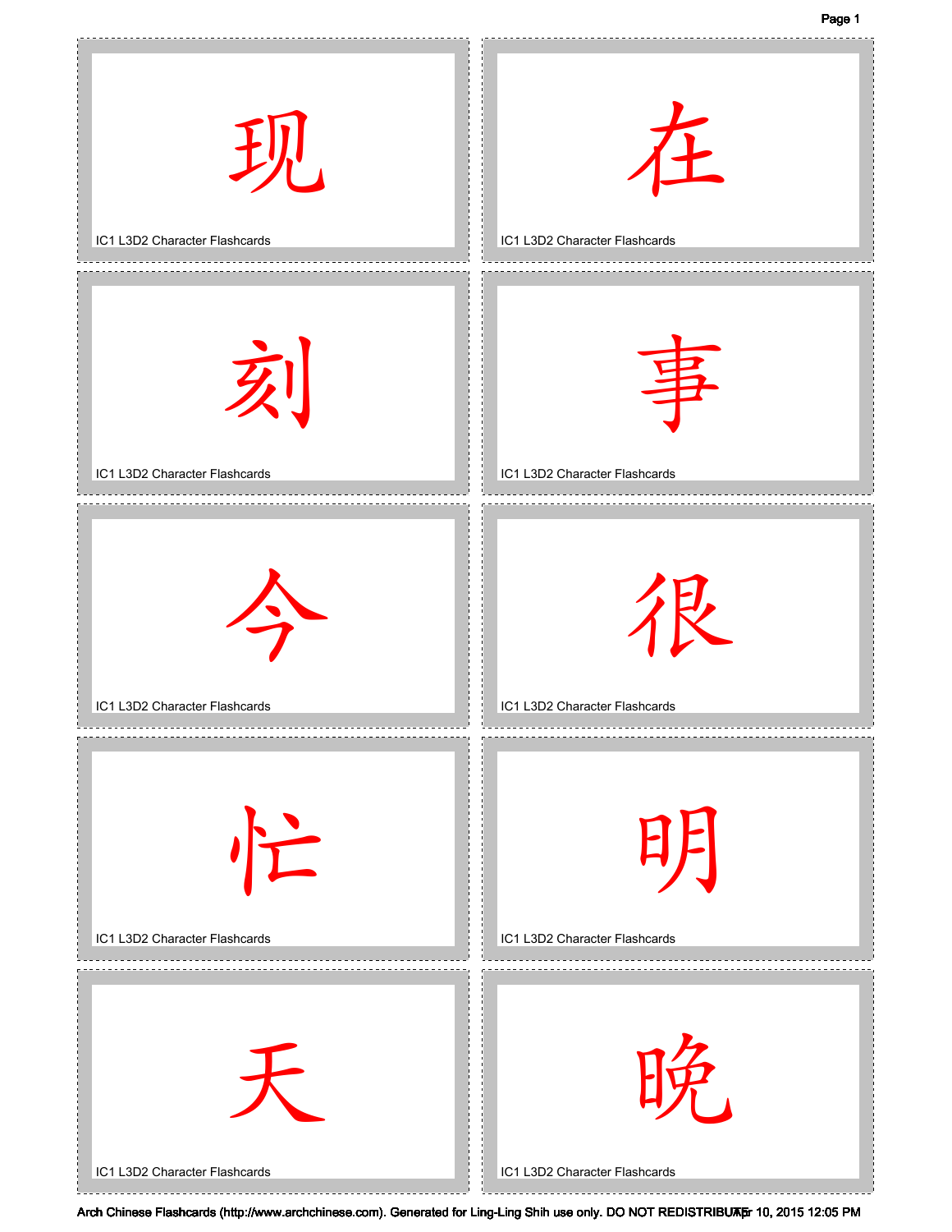现

IC1 L3D2 Character Flashcards

在

IC1 L3D2 Character Flashcards

刻

IC1 L3D2 Character Flashcards

事

IC1 L3D2 Character Flashcards

今

IC1 L3D2 Character Flashcards

很

IC1 L3D2 Character Flashcards

忙

IC1 L3D2 Character Flashcards

明

IC1 L3D2 Character Flashcards

天

IC1 L3D2 Character Flashcards

晚

IC1 L3D2 Character Flashcards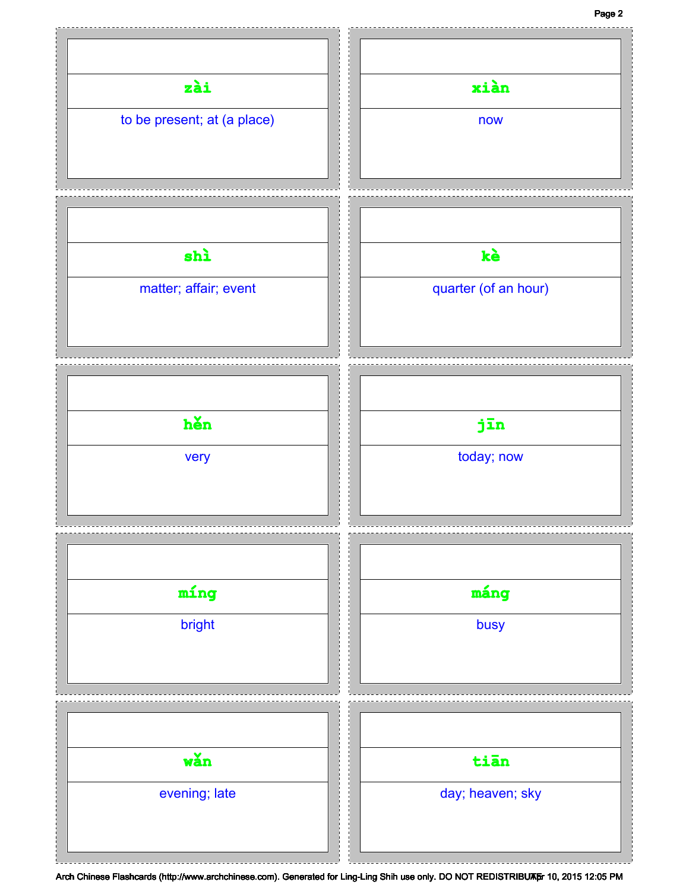| zài | xiàn |
| --- | --- |
| to be present; at (a place) | now |
| **shì** | **kè** |
| matter; affair; event | quarter (of an hour) |
| **hěn** | **jīn** |
| very | today; now |
| **míng** | **máng** |
| bright | busy |
| **wǎn** | **tiān** |
| evening; late | day; heaven; sky |

Arch Chinese Flashcards (http://www.archchinese.com). Generated for Ling-Ling Shih use only. DO NOT REDISTRIBUTE. Apr 10, 2015 12:05 PM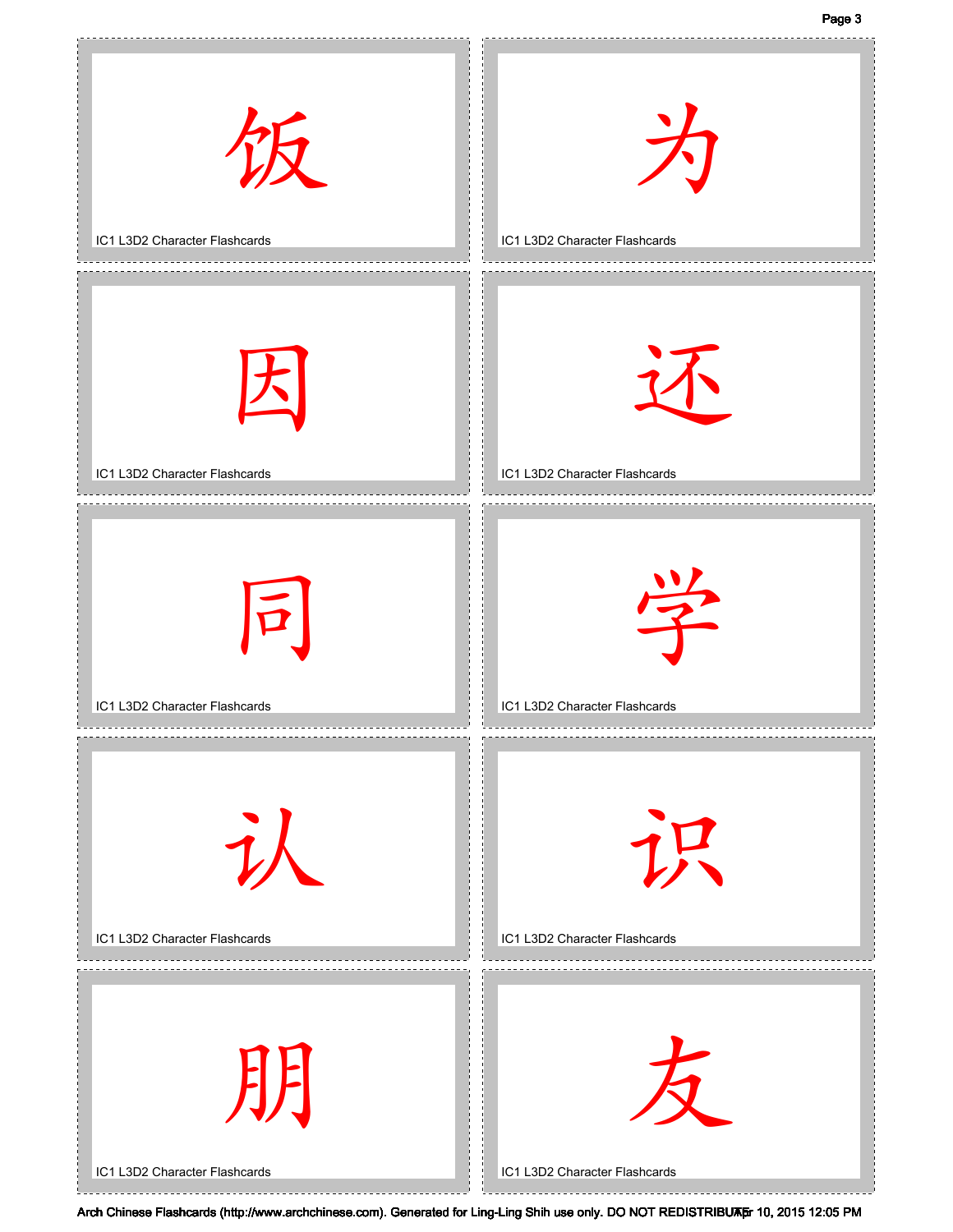饭

IC1 L3D2 Character Flashcards

为

IC1 L3D2 Character Flashcards

因

IC1 L3D2 Character Flashcards

还

IC1 L3D2 Character Flashcards

同

IC1 L3D2 Character Flashcards

学

IC1 L3D2 Character Flashcards

认

IC1 L3D2 Character Flashcards

识

IC1 L3D2 Character Flashcards

朋

IC1 L3D2 Character Flashcards

友

IC1 L3D2 Character Flashcards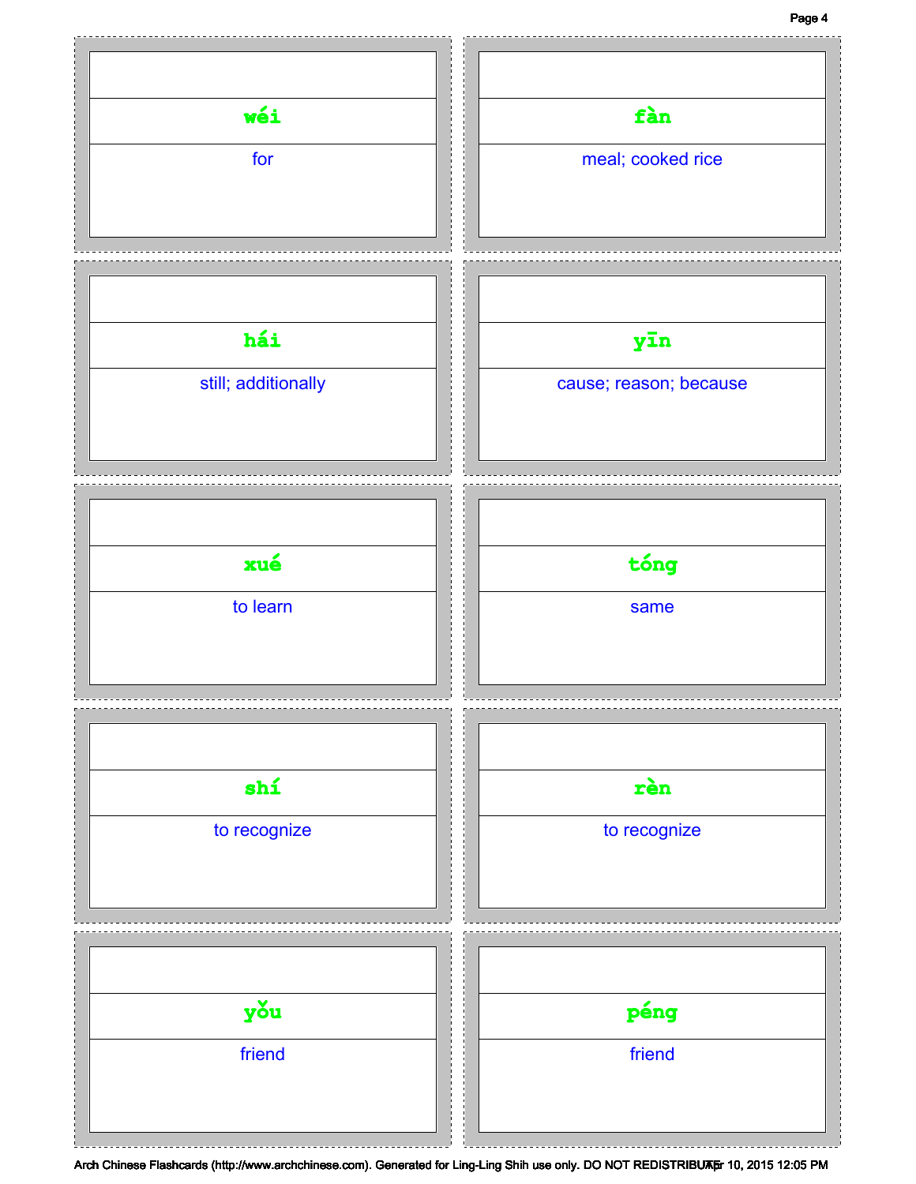| | |
|---|---|
| **wéi** | **fàn** |
| for | meal; cooked rice |
| **hái** | **yīn** |
| still; additionally | cause; reason; because |
| **xué** | **tóng** |
| to learn | same |
| **shí** | **rèn** |
| to recognize | to recognize |
| **yǒu** | **péng** |
| friend | friend |

Arch Chinese Flashcards (http://www.archchinese.com). Generated for Ling-Ling Shih use only. DO NOT REDISTRIBUTE. Apr 10, 2015 12:05 PM